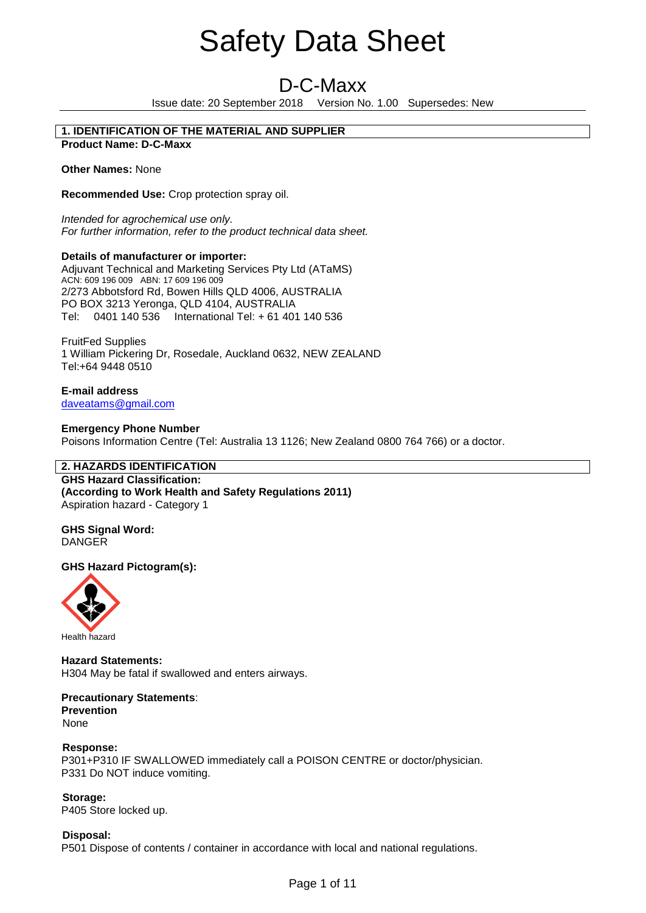# Safety Data Sheet

## D-C-Maxx

Issue date: 20 September 2018 Version No. 1.00 Supersedes: New

### 1. IDENTIFICATION OF THE MATERIAL AND SUPPLIER

**Product Name: D-C-Maxx**

**Other Names:** None

**Recommended Use:** Crop protection spray oil.

*Intended for agrochemical use only.*
*For further information, refer to the product technical data sheet.*

**Details of manufacturer or importer:**
Adjuvant Technical and Marketing Services Pty Ltd (ATaMS)
ACN: 609 196 009 ABN: 17 609 196 009
2/273 Abbotsford Rd, Bowen Hills QLD 4006, AUSTRALIA
PO BOX 3213 Yeronga, QLD 4104, AUSTRALIA
Tel: 0401 140 536 International Tel: + 61 401 140 536

FruitFed Supplies
1 William Pickering Dr, Rosedale, Auckland 0632, NEW ZEALAND
Tel:+64 9448 0510

**E-mail address**
daveatams@gmail.com

**Emergency Phone Number**
Poisons Information Centre (Tel: Australia 13 1126; New Zealand 0800 764 766) or a doctor.

### 2. HAZARDS IDENTIFICATION

**GHS Hazard Classification:**
**(According to Work Health and Safety Regulations 2011)**
Aspiration hazard - Category 1

**GHS Signal Word:**
DANGER

**GHS Hazard Pictogram(s):**

Health hazard

**Hazard Statements:**
H304 May be fatal if swallowed and enters airways.

**Precautionary Statements**:
**Prevention**
None

**Response:**
P301+P310 IF SWALLOWED immediately call a POISON CENTRE or doctor/physician.
P331 Do NOT induce vomiting.

**Storage:**
P405 Store locked up.

**Disposal:**
P501 Dispose of contents / container in accordance with local and national regulations.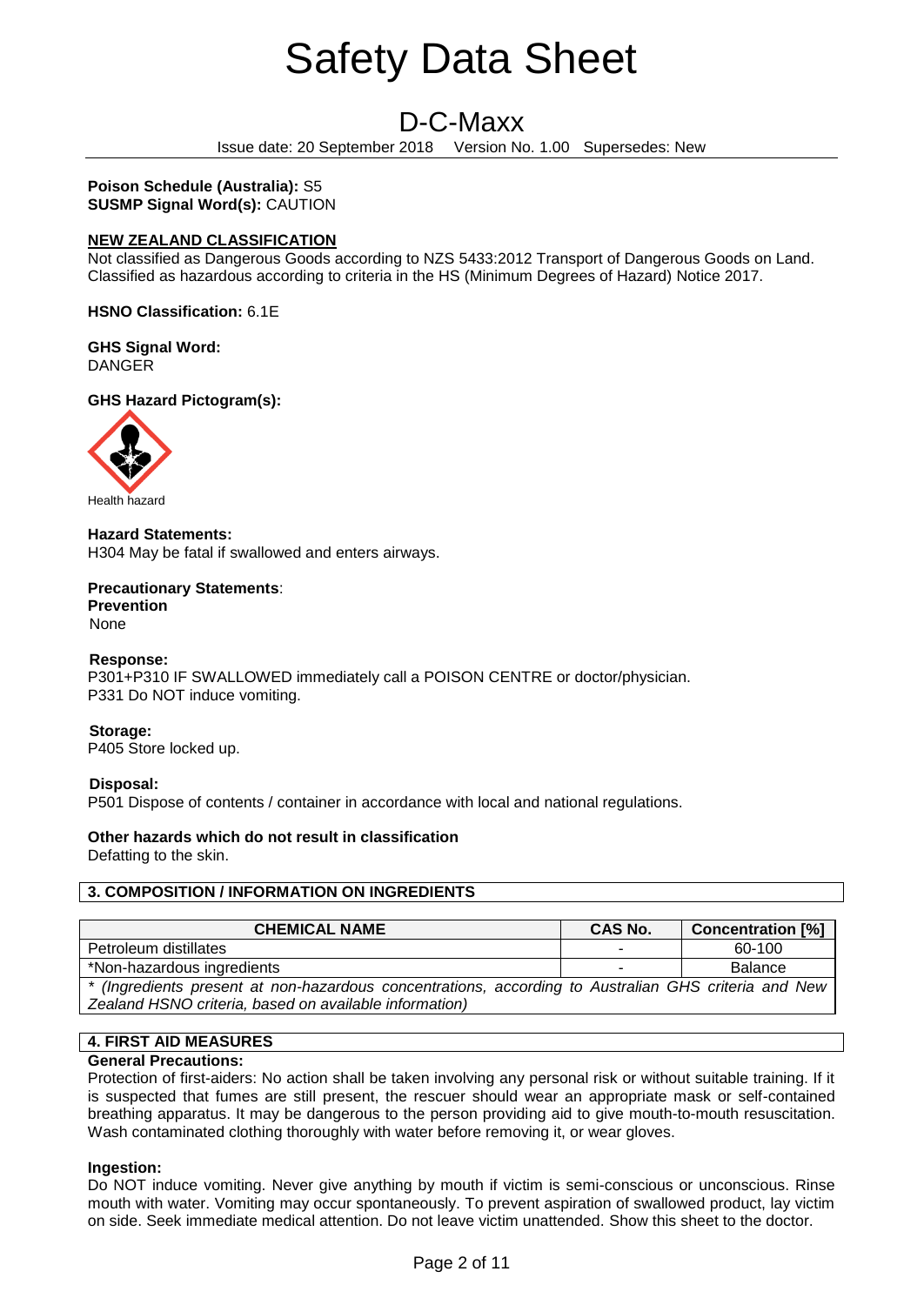# Safety Data Sheet

## D-C-Maxx

Issue date: 20 September 2018 Version No. 1.00 Supersedes: New

**Poison Schedule (Australia):** S5
**SUSMP Signal Word(s):** CAUTION

**NEW ZEALAND CLASSIFICATION**
Not classified as Dangerous Goods according to NZS 5433:2012 Transport of Dangerous Goods on Land. Classified as hazardous according to criteria in the HS (Minimum Degrees of Hazard) Notice 2017.

**HSNO Classification:** 6.1E

**GHS Signal Word:**
DANGER

**GHS Hazard Pictogram(s):**

Health hazard

**Hazard Statements:**
H304 May be fatal if swallowed and enters airways.

**Precautionary Statements**:
**Prevention**
None

**Response:**
P301+P310 IF SWALLOWED immediately call a POISON CENTRE or doctor/physician.
P331 Do NOT induce vomiting.

**Storage:**
P405 Store locked up.

**Disposal:**
P501 Dispose of contents / container in accordance with local and national regulations.

**Other hazards which do not result in classification**
Defatting to the skin.

## 3. COMPOSITION / INFORMATION ON INGREDIENTS

| CHEMICAL NAME | CAS No. | Concentration [%] |
|---|---|---|
| Petroleum distillates | - | 60-100 |
| *Non-hazardous ingredients | - | Balance |
| *\* (Ingredients present at non-hazardous concentrations, according to Australian GHS criteria and New Zealand HSNO criteria, based on available information)* | | |

## 4. FIRST AID MEASURES

**General Precautions:**
Protection of first-aiders: No action shall be taken involving any personal risk or without suitable training. If it is suspected that fumes are still present, the rescuer should wear an appropriate mask or self-contained breathing apparatus. It may be dangerous to the person providing aid to give mouth-to-mouth resuscitation. Wash contaminated clothing thoroughly with water before removing it, or wear gloves.

**Ingestion:**
Do NOT induce vomiting. Never give anything by mouth if victim is semi-conscious or unconscious. Rinse mouth with water. Vomiting may occur spontaneously. To prevent aspiration of swallowed product, lay victim on side. Seek immediate medical attention. Do not leave victim unattended. Show this sheet to the doctor.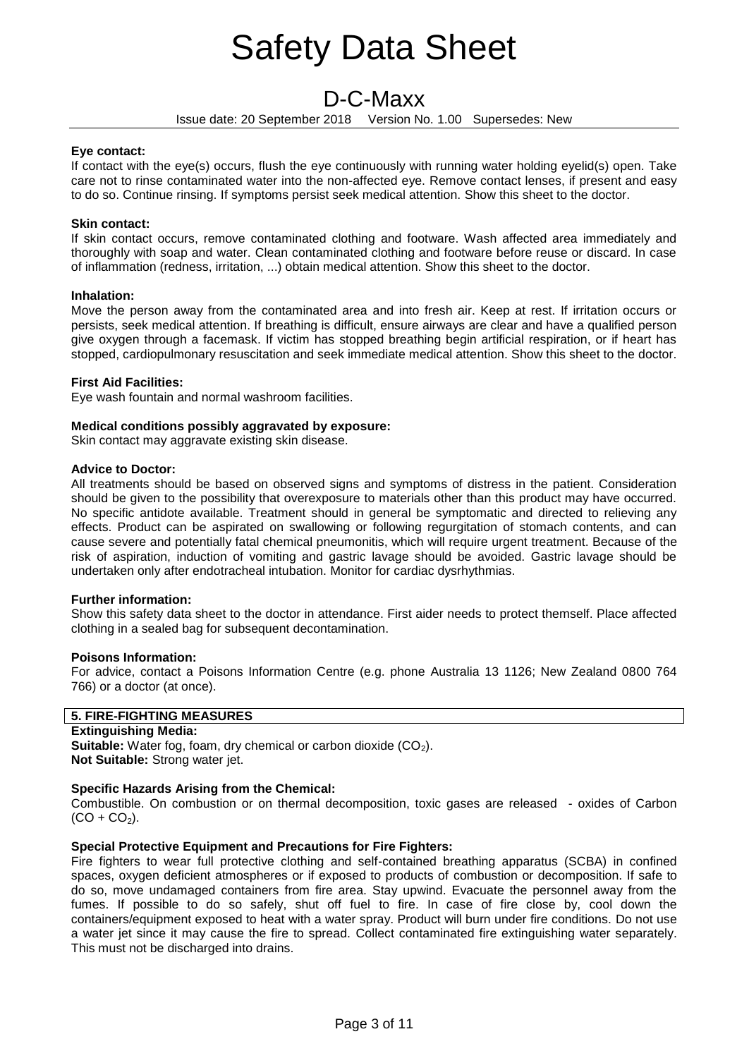**Eye contact:**
If contact with the eye(s) occurs, flush the eye continuously with running water holding eyelid(s) open. Take care not to rinse contaminated water into the non-affected eye. Remove contact lenses, if present and easy to do so. Continue rinsing. If symptoms persist seek medical attention. Show this sheet to the doctor.

**Skin contact:**
If skin contact occurs, remove contaminated clothing and footware. Wash affected area immediately and thoroughly with soap and water. Clean contaminated clothing and footware before reuse or discard. In case of inflammation (redness, irritation, ...) obtain medical attention. Show this sheet to the doctor.

**Inhalation:**
Move the person away from the contaminated area and into fresh air. Keep at rest. If irritation occurs or persists, seek medical attention. If breathing is difficult, ensure airways are clear and have a qualified person give oxygen through a facemask. If victim has stopped breathing begin artificial respiration, or if heart has stopped, cardiopulmonary resuscitation and seek immediate medical attention. Show this sheet to the doctor.

**First Aid Facilities:**
Eye wash fountain and normal washroom facilities.

**Medical conditions possibly aggravated by exposure:**
Skin contact may aggravate existing skin disease.

**Advice to Doctor:**
All treatments should be based on observed signs and symptoms of distress in the patient. Consideration should be given to the possibility that overexposure to materials other than this product may have occurred. No specific antidote available. Treatment should in general be symptomatic and directed to relieving any effects. Product can be aspirated on swallowing or following regurgitation of stomach contents, and can cause severe and potentially fatal chemical pneumonitis, which will require urgent treatment. Because of the risk of aspiration, induction of vomiting and gastric lavage should be avoided. Gastric lavage should be undertaken only after endotracheal intubation. Monitor for cardiac dysrhythmias.

**Further information:**
Show this safety data sheet to the doctor in attendance. First aider needs to protect themself. Place affected clothing in a sealed bag for subsequent decontamination.

**Poisons Information:**
For advice, contact a Poisons Information Centre (e.g. phone Australia 13 1126; New Zealand 0800 764 766) or a doctor (at once).

## 5. FIRE-FIGHTING MEASURES

**Extinguishing Media:**
**Suitable:** Water fog, foam, dry chemical or carbon dioxide ($CO_2$).
**Not Suitable:** Strong water jet.

**Specific Hazards Arising from the Chemical:**
Combustible. On combustion or on thermal decomposition, toxic gases are released - oxides of Carbon ($CO + CO_2$).

**Special Protective Equipment and Precautions for Fire Fighters:**
Fire fighters to wear full protective clothing and self-contained breathing apparatus (SCBA) in confined spaces, oxygen deficient atmospheres or if exposed to products of combustion or decomposition. If safe to do so, move undamaged containers from fire area. Stay upwind. Evacuate the personnel away from the fumes. If possible to do so safely, shut off fuel to fire. In case of fire close by, cool down the containers/equipment exposed to heat with a water spray. Product will burn under fire conditions. Do not use a water jet since it may cause the fire to spread. Collect contaminated fire extinguishing water separately. This must not be discharged into drains.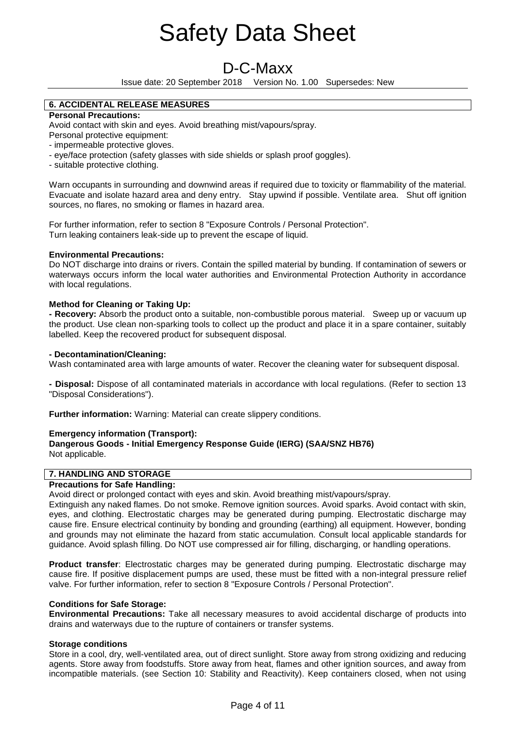## 6. ACCIDENTAL RELEASE MEASURES

**Personal Precautions:**

Avoid contact with skin and eyes. Avoid breathing mist/vapours/spray.

Personal protective equipment:

- impermeable protective gloves.
- eye/face protection (safety glasses with side shields or splash proof goggles).
- suitable protective clothing.

Warn occupants in surrounding and downwind areas if required due to toxicity or flammability of the material. Evacuate and isolate hazard area and deny entry. Stay upwind if possible. Ventilate area. Shut off ignition sources, no flares, no smoking or flames in hazard area.

For further information, refer to section 8 "Exposure Controls / Personal Protection".
Turn leaking containers leak-side up to prevent the escape of liquid.

**Environmental Precautions:**

Do NOT discharge into drains or rivers. Contain the spilled material by bunding. If contamination of sewers or waterways occurs inform the local water authorities and Environmental Protection Authority in accordance with local regulations.

**Method for Cleaning or Taking Up:**

**- Recovery:** Absorb the product onto a suitable, non-combustible porous material. Sweep up or vacuum up the product. Use clean non-sparking tools to collect up the product and place it in a spare container, suitably labelled. Keep the recovered product for subsequent disposal.

**- Decontamination/Cleaning:**

Wash contaminated area with large amounts of water. Recover the cleaning water for subsequent disposal.

**- Disposal:** Dispose of all contaminated materials in accordance with local regulations. (Refer to section 13 "Disposal Considerations").

**Further information:** Warning: Material can create slippery conditions.

**Emergency information (Transport):**

**Dangerous Goods - Initial Emergency Response Guide (IERG) (SAA/SNZ HB76)**

Not applicable.

## 7. HANDLING AND STORAGE

**Precautions for Safe Handling:**

Avoid direct or prolonged contact with eyes and skin. Avoid breathing mist/vapours/spray.

Extinguish any naked flames. Do not smoke. Remove ignition sources. Avoid sparks. Avoid contact with skin, eyes, and clothing. Electrostatic charges may be generated during pumping. Electrostatic discharge may cause fire. Ensure electrical continuity by bonding and grounding (earthing) all equipment. However, bonding and grounds may not eliminate the hazard from static accumulation. Consult local applicable standards for guidance. Avoid splash filling. Do NOT use compressed air for filling, discharging, or handling operations.

**Product transfer**: Electrostatic charges may be generated during pumping. Electrostatic discharge may cause fire. If positive displacement pumps are used, these must be fitted with a non-integral pressure relief valve. For further information, refer to section 8 "Exposure Controls / Personal Protection".

**Conditions for Safe Storage:**

**Environmental Precautions:** Take all necessary measures to avoid accidental discharge of products into drains and waterways due to the rupture of containers or transfer systems.

**Storage conditions**

Store in a cool, dry, well-ventilated area, out of direct sunlight. Store away from strong oxidizing and reducing agents. Store away from foodstuffs. Store away from heat, flames and other ignition sources, and away from incompatible materials. (see Section 10: Stability and Reactivity). Keep containers closed, when not using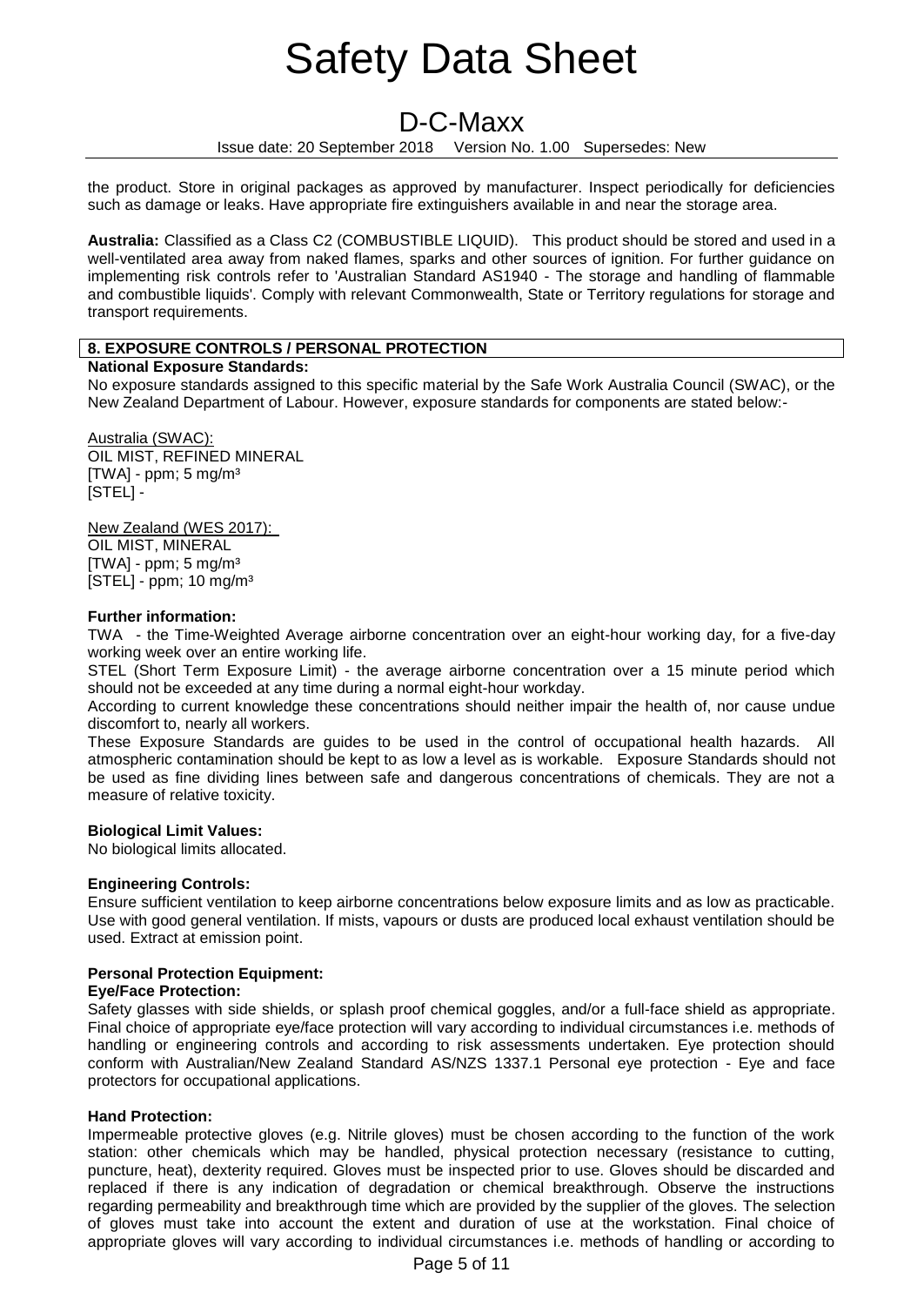the product. Store in original packages as approved by manufacturer. Inspect periodically for deficiencies such as damage or leaks. Have appropriate fire extinguishers available in and near the storage area.

**Australia:** Classified as a Class C2 (COMBUSTIBLE LIQUID). This product should be stored and used in a well-ventilated area away from naked flames, sparks and other sources of ignition. For further guidance on implementing risk controls refer to 'Australian Standard AS1940 - The storage and handling of flammable and combustible liquids'. Comply with relevant Commonwealth, State or Territory regulations for storage and transport requirements.

## 8. EXPOSURE CONTROLS / PERSONAL PROTECTION

**National Exposure Standards:**

No exposure standards assigned to this specific material by the Safe Work Australia Council (SWAC), or the New Zealand Department of Labour. However, exposure standards for components are stated below:-

Australia (SWAC):
OIL MIST, REFINED MINERAL
[TWA] - ppm; 5 mg/m³
[STEL] -

New Zealand (WES 2017):
OIL MIST, MINERAL
[TWA] - ppm; 5 mg/m³
[STEL] - ppm; 10 mg/m³

**Further information:**

TWA - the Time-Weighted Average airborne concentration over an eight-hour working day, for a five-day working week over an entire working life.

STEL (Short Term Exposure Limit) - the average airborne concentration over a 15 minute period which should not be exceeded at any time during a normal eight-hour workday.

According to current knowledge these concentrations should neither impair the health of, nor cause undue discomfort to, nearly all workers.

These Exposure Standards are guides to be used in the control of occupational health hazards. All atmospheric contamination should be kept to as low a level as is workable. Exposure Standards should not be used as fine dividing lines between safe and dangerous concentrations of chemicals. They are not a measure of relative toxicity.

**Biological Limit Values:**

No biological limits allocated.

**Engineering Controls:**

Ensure sufficient ventilation to keep airborne concentrations below exposure limits and as low as practicable. Use with good general ventilation. If mists, vapours or dusts are produced local exhaust ventilation should be used. Extract at emission point.

**Personal Protection Equipment:**

**Eye/Face Protection:**

Safety glasses with side shields, or splash proof chemical goggles, and/or a full-face shield as appropriate. Final choice of appropriate eye/face protection will vary according to individual circumstances i.e. methods of handling or engineering controls and according to risk assessments undertaken. Eye protection should conform with Australian/New Zealand Standard AS/NZS 1337.1 Personal eye protection - Eye and face protectors for occupational applications.

**Hand Protection:**

Impermeable protective gloves (e.g. Nitrile gloves) must be chosen according to the function of the work station: other chemicals which may be handled, physical protection necessary (resistance to cutting, puncture, heat), dexterity required. Gloves must be inspected prior to use. Gloves should be discarded and replaced if there is any indication of degradation or chemical breakthrough. Observe the instructions regarding permeability and breakthrough time which are provided by the supplier of the gloves. The selection of gloves must take into account the extent and duration of use at the workstation. Final choice of appropriate gloves will vary according to individual circumstances i.e. methods of handling or according to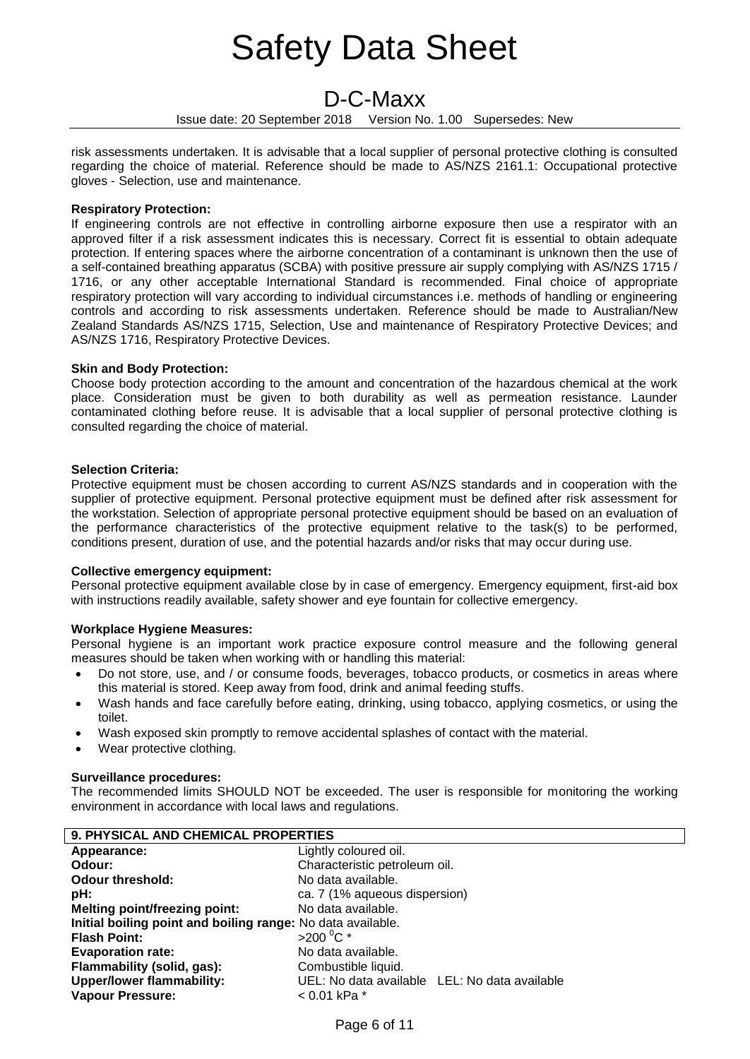risk assessments undertaken. It is advisable that a local supplier of personal protective clothing is consulted regarding the choice of material. Reference should be made to AS/NZS 2161.1: Occupational protective gloves - Selection, use and maintenance.

**Respiratory Protection:**
If engineering controls are not effective in controlling airborne exposure then use a respirator with an approved filter if a risk assessment indicates this is necessary. Correct fit is essential to obtain adequate protection. If entering spaces where the airborne concentration of a contaminant is unknown then the use of a self-contained breathing apparatus (SCBA) with positive pressure air supply complying with AS/NZS 1715 / 1716, or any other acceptable International Standard is recommended. Final choice of appropriate respiratory protection will vary according to individual circumstances i.e. methods of handling or engineering controls and according to risk assessments undertaken. Reference should be made to Australian/New Zealand Standards AS/NZS 1715, Selection, Use and maintenance of Respiratory Protective Devices; and AS/NZS 1716, Respiratory Protective Devices.

**Skin and Body Protection:**
Choose body protection according to the amount and concentration of the hazardous chemical at the work place. Consideration must be given to both durability as well as permeation resistance. Launder contaminated clothing before reuse. It is advisable that a local supplier of personal protective clothing is consulted regarding the choice of material.

**Selection Criteria:**
Protective equipment must be chosen according to current AS/NZS standards and in cooperation with the supplier of protective equipment. Personal protective equipment must be defined after risk assessment for the workstation. Selection of appropriate personal protective equipment should be based on an evaluation of the performance characteristics of the protective equipment relative to the task(s) to be performed, conditions present, duration of use, and the potential hazards and/or risks that may occur during use.

**Collective emergency equipment:**
Personal protective equipment available close by in case of emergency. Emergency equipment, first-aid box with instructions readily available, safety shower and eye fountain for collective emergency.

**Workplace Hygiene Measures:**
Personal hygiene is an important work practice exposure control measure and the following general measures should be taken when working with or handling this material:

- Do not store, use, and / or consume foods, beverages, tobacco products, or cosmetics in areas where this material is stored. Keep away from food, drink and animal feeding stuffs.
- Wash hands and face carefully before eating, drinking, using tobacco, applying cosmetics, or using the toilet.
- Wash exposed skin promptly to remove accidental splashes of contact with the material.
- Wear protective clothing.

**Surveillance procedures:**
The recommended limits SHOULD NOT be exceeded. The user is responsible for monitoring the working environment in accordance with local laws and regulations.

## 9. PHYSICAL AND CHEMICAL PROPERTIES

| | |
|---|---|
| **Appearance:** | Lightly coloured oil. |
| **Odour:** | Characteristic petroleum oil. |
| **Odour threshold:** | No data available. |
| **pH:** | ca. 7 (1% aqueous dispersion) |
| **Melting point/freezing point:** | No data available. |
| **Initial boiling point and boiling range:** | No data available. |
| **Flash Point:** | >200 $^{0}$C * |
| **Evaporation rate:** | No data available. |
| **Flammability (solid, gas):** | Combustible liquid. |
| **Upper/lower flammability:** | UEL: No data available LEL: No data available |
| **Vapour Pressure:** | < 0.01 kPa * |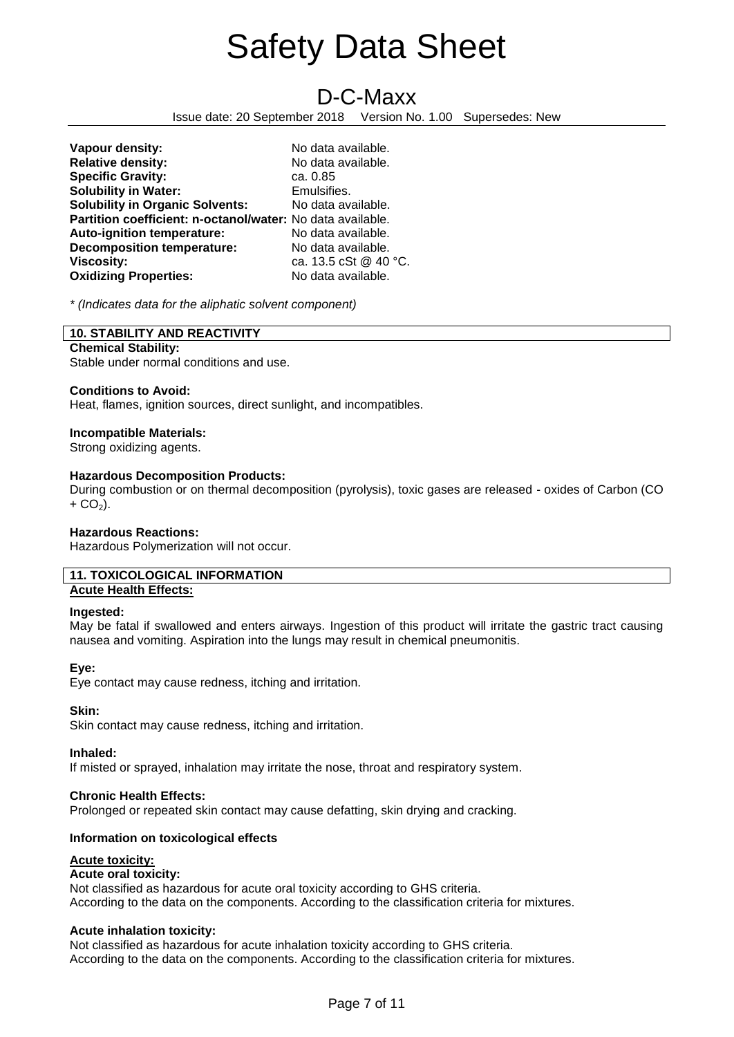| | |
|---|---|
| **Vapour density:** | No data available. |
| **Relative density:** | No data available. |
| **Specific Gravity:** | ca. 0.85 |
| **Solubility in Water:** | Emulsifies. |
| **Solubility in Organic Solvents:** | No data available. |
| **Partition coefficient: n-octanol/water:** | No data available. |
| **Auto-ignition temperature:** | No data available. |
| **Decomposition temperature:** | No data available. |
| **Viscosity:** | ca. 13.5 cSt @ 40 °C. |
| **Oxidizing Properties:** | No data available. |

*\* (Indicates data for the aliphatic solvent component)*

## 10. STABILITY AND REACTIVITY

**Chemical Stability:**
Stable under normal conditions and use.

**Conditions to Avoid:**
Heat, flames, ignition sources, direct sunlight, and incompatibles.

**Incompatible Materials:**
Strong oxidizing agents.

**Hazardous Decomposition Products:**
During combustion or on thermal decomposition (pyrolysis), toxic gases are released - oxides of Carbon ($CO + CO_2$).

**Hazardous Reactions:**
Hazardous Polymerization will not occur.

## 11. TOXICOLOGICAL INFORMATION

**Acute Health Effects:**

**Ingested:**
May be fatal if swallowed and enters airways. Ingestion of this product will irritate the gastric tract causing nausea and vomiting. Aspiration into the lungs may result in chemical pneumonitis.

**Eye:**
Eye contact may cause redness, itching and irritation.

**Skin:**
Skin contact may cause redness, itching and irritation.

**Inhaled:**
If misted or sprayed, inhalation may irritate the nose, throat and respiratory system.

**Chronic Health Effects:**
Prolonged or repeated skin contact may cause defatting, skin drying and cracking.

**Information on toxicological effects**

**Acute toxicity:**

**Acute oral toxicity:**
Not classified as hazardous for acute oral toxicity according to GHS criteria.
According to the data on the components. According to the classification criteria for mixtures.

**Acute inhalation toxicity:**
Not classified as hazardous for acute inhalation toxicity according to GHS criteria.
According to the data on the components. According to the classification criteria for mixtures.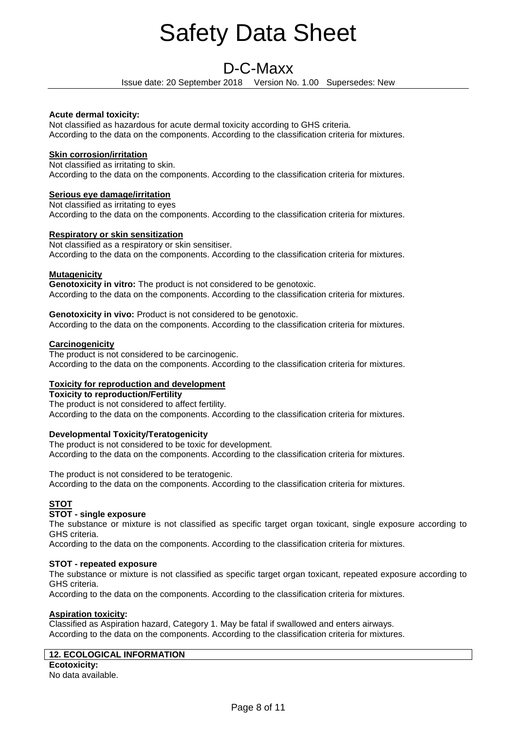**Acute dermal toxicity:**
Not classified as hazardous for acute dermal toxicity according to GHS criteria.
According to the data on the components. According to the classification criteria for mixtures.

**Skin corrosion/irritation**
Not classified as irritating to skin.
According to the data on the components. According to the classification criteria for mixtures.

**Serious eye damage/irritation**
Not classified as irritating to eyes
According to the data on the components. According to the classification criteria for mixtures.

**Respiratory or skin sensitization**
Not classified as a respiratory or skin sensitiser.
According to the data on the components. According to the classification criteria for mixtures.

**Mutagenicity**
**Genotoxicity in vitro:** The product is not considered to be genotoxic.
According to the data on the components. According to the classification criteria for mixtures.

**Genotoxicity in vivo:** Product is not considered to be genotoxic.
According to the data on the components. According to the classification criteria for mixtures.

**Carcinogenicity**
The product is not considered to be carcinogenic.
According to the data on the components. According to the classification criteria for mixtures.

**Toxicity for reproduction and development**
**Toxicity to reproduction/Fertility**
The product is not considered to affect fertility.
According to the data on the components. According to the classification criteria for mixtures.

**Developmental Toxicity/Teratogenicity**
The product is not considered to be toxic for development.
According to the data on the components. According to the classification criteria for mixtures.

The product is not considered to be teratogenic.
According to the data on the components. According to the classification criteria for mixtures.

**STOT**
**STOT - single exposure**
The substance or mixture is not classified as specific target organ toxicant, single exposure according to GHS criteria.
According to the data on the components. According to the classification criteria for mixtures.

**STOT - repeated exposure**
The substance or mixture is not classified as specific target organ toxicant, repeated exposure according to GHS criteria.
According to the data on the components. According to the classification criteria for mixtures.

**Aspiration toxicity:**
Classified as Aspiration hazard, Category 1. May be fatal if swallowed and enters airways.
According to the data on the components. According to the classification criteria for mixtures.

## 12. ECOLOGICAL INFORMATION

**Ecotoxicity:**
No data available.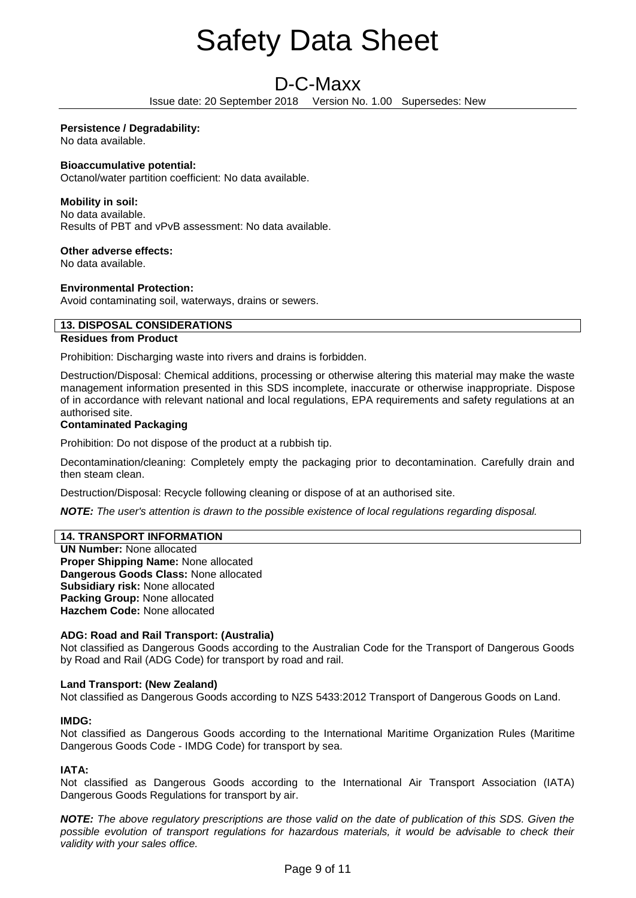**Persistence / Degradability:**
No data available.

**Bioaccumulative potential:**
Octanol/water partition coefficient: No data available.

**Mobility in soil:**
No data available.
Results of PBT and vPvB assessment: No data available.

**Other adverse effects:**
No data available.

**Environmental Protection:**
Avoid contaminating soil, waterways, drains or sewers.

## 13. DISPOSAL CONSIDERATIONS

**Residues from Product**

Prohibition: Discharging waste into rivers and drains is forbidden.

Destruction/Disposal: Chemical additions, processing or otherwise altering this material may make the waste management information presented in this SDS incomplete, inaccurate or otherwise inappropriate. Dispose of in accordance with relevant national and local regulations, EPA requirements and safety regulations at an authorised site.

**Contaminated Packaging**

Prohibition: Do not dispose of the product at a rubbish tip.

Decontamination/cleaning: Completely empty the packaging prior to decontamination. Carefully drain and then steam clean.

Destruction/Disposal: Recycle following cleaning or dispose of at an authorised site.

***NOTE:*** *The user's attention is drawn to the possible existence of local regulations regarding disposal.*

## 14. TRANSPORT INFORMATION

**UN Number:** None allocated
**Proper Shipping Name:** None allocated
**Dangerous Goods Class:** None allocated
**Subsidiary risk:** None allocated
**Packing Group:** None allocated
**Hazchem Code:** None allocated

**ADG: Road and Rail Transport: (Australia)**
Not classified as Dangerous Goods according to the Australian Code for the Transport of Dangerous Goods by Road and Rail (ADG Code) for transport by road and rail.

**Land Transport: (New Zealand)**
Not classified as Dangerous Goods according to NZS 5433:2012 Transport of Dangerous Goods on Land.

**IMDG:**
Not classified as Dangerous Goods according to the International Maritime Organization Rules (Maritime Dangerous Goods Code - IMDG Code) for transport by sea.

**IATA:**
Not classified as Dangerous Goods according to the International Air Transport Association (IATA) Dangerous Goods Regulations for transport by air.

***NOTE:*** *The above regulatory prescriptions are those valid on the date of publication of this SDS. Given the possible evolution of transport regulations for hazardous materials, it would be advisable to check their validity with your sales office.*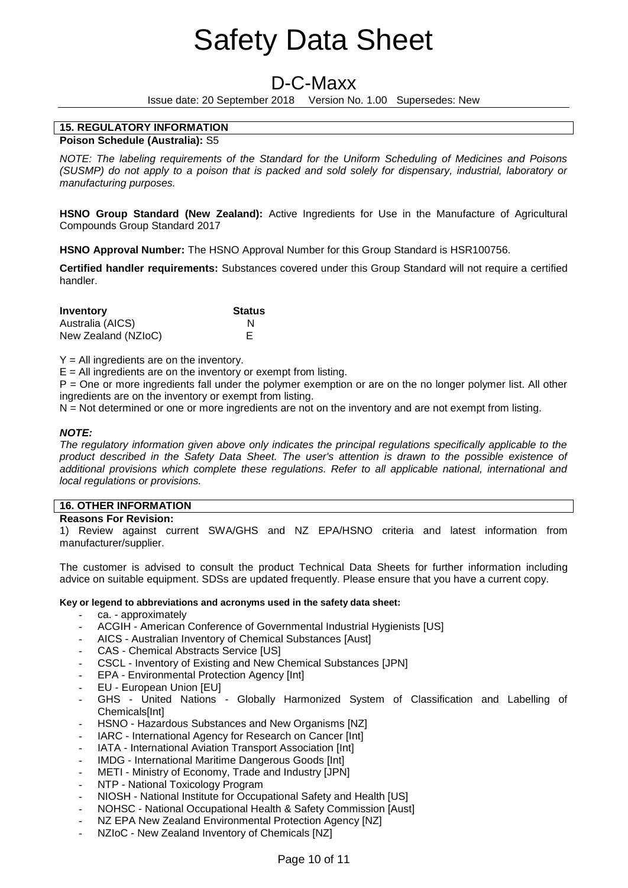## 15. REGULATORY INFORMATION

**Poison Schedule (Australia):** S5

*NOTE: The labeling requirements of the Standard for the Uniform Scheduling of Medicines and Poisons (SUSMP) do not apply to a poison that is packed and sold solely for dispensary, industrial, laboratory or manufacturing purposes.*

**HSNO Group Standard (New Zealand):** Active Ingredients for Use in the Manufacture of Agricultural Compounds Group Standard 2017

**HSNO Approval Number:** The HSNO Approval Number for this Group Standard is HSR100756.

**Certified handler requirements:** Substances covered under this Group Standard will not require a certified handler.

| Inventory | Status |
|---|---|
| Australia (AICS) | N |
| New Zealand (NZIoC) | E |

Y = All ingredients are on the inventory.
E = All ingredients are on the inventory or exempt from listing.
P = One or more ingredients fall under the polymer exemption or are on the no longer polymer list. All other ingredients are on the inventory or exempt from listing.
N = Not determined or one or more ingredients are not on the inventory and are not exempt from listing.

***NOTE:***
*The regulatory information given above only indicates the principal regulations specifically applicable to the product described in the Safety Data Sheet. The user's attention is drawn to the possible existence of additional provisions which complete these regulations. Refer to all applicable national, international and local regulations or provisions.*

## 16. OTHER INFORMATION

**Reasons For Revision:**
1) Review against current SWA/GHS and NZ EPA/HSNO criteria and latest information from manufacturer/supplier.

The customer is advised to consult the product Technical Data Sheets for further information including advice on suitable equipment. SDSs are updated frequently. Please ensure that you have a current copy.

**Key or legend to abbreviations and acronyms used in the safety data sheet:**

- ca. - approximately
- ACGIH - American Conference of Governmental Industrial Hygienists [US]
- AICS - Australian Inventory of Chemical Substances [Aust]
- CAS - Chemical Abstracts Service [US]
- CSCL - Inventory of Existing and New Chemical Substances [JPN]
- EPA - Environmental Protection Agency [Int]
- EU - European Union [EU]
- GHS - United Nations - Globally Harmonized System of Classification and Labelling of Chemicals[Int]
- HSNO - Hazardous Substances and New Organisms [NZ]
- IARC - International Agency for Research on Cancer [Int]
- IATA - International Aviation Transport Association [Int]
- IMDG - International Maritime Dangerous Goods [Int]
- METI - Ministry of Economy, Trade and Industry [JPN]
- NTP - National Toxicology Program
- NIOSH - National Institute for Occupational Safety and Health [US]
- NOHSC - National Occupational Health & Safety Commission [Aust]
- NZ EPA New Zealand Environmental Protection Agency [NZ]
- NZIoC - New Zealand Inventory of Chemicals [NZ]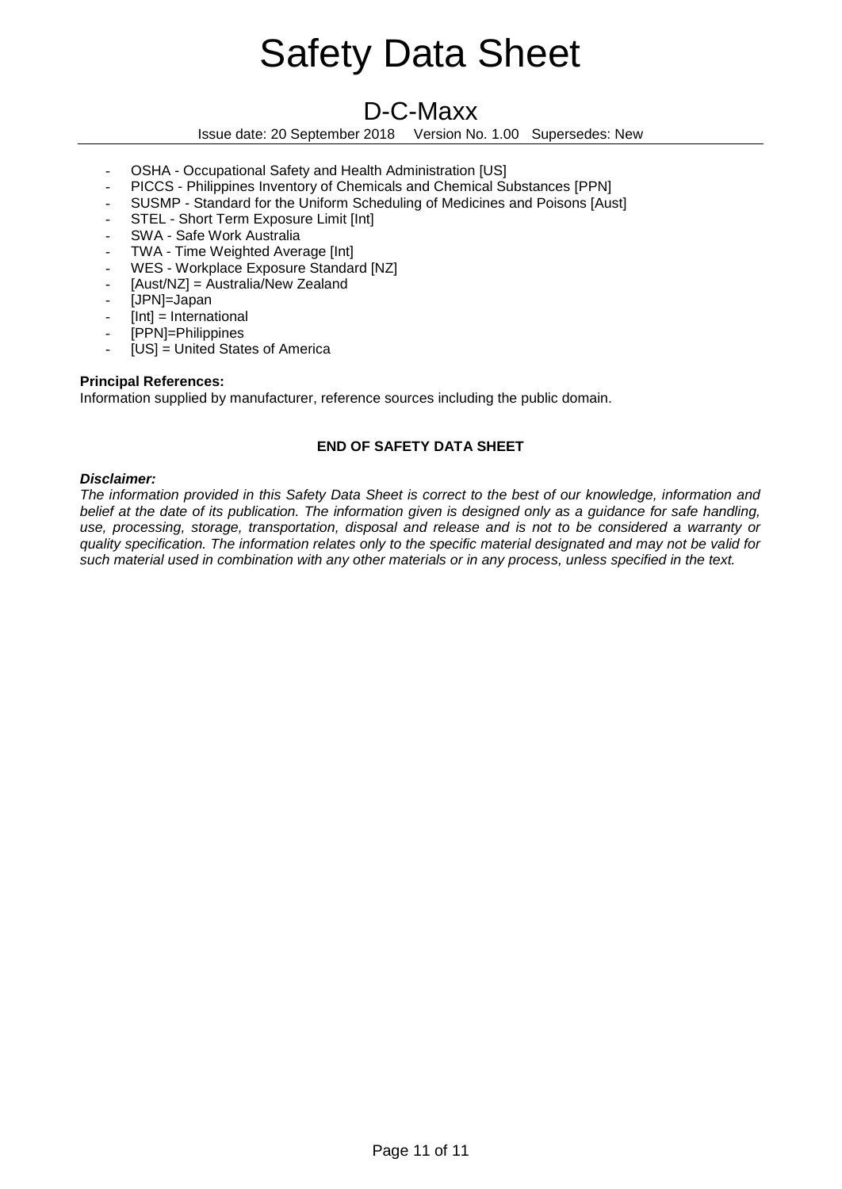- OSHA - Occupational Safety and Health Administration [US]
- PICCS - Philippines Inventory of Chemicals and Chemical Substances [PPN]
- SUSMP - Standard for the Uniform Scheduling of Medicines and Poisons [Aust]
- STEL - Short Term Exposure Limit [Int]
- SWA - Safe Work Australia
- TWA - Time Weighted Average [Int]
- WES - Workplace Exposure Standard [NZ]
- [Aust/NZ] = Australia/New Zealand
- [JPN]=Japan
- [Int] = International
- [PPN]=Philippines
- [US] = United States of America

**Principal References:**
Information supplied by manufacturer, reference sources including the public domain.

**END OF SAFETY DATA SHEET**

***Disclaimer:***
*The information provided in this Safety Data Sheet is correct to the best of our knowledge, information and belief at the date of its publication. The information given is designed only as a guidance for safe handling, use, processing, storage, transportation, disposal and release and is not to be considered a warranty or quality specification. The information relates only to the specific material designated and may not be valid for such material used in combination with any other materials or in any process, unless specified in the text.*